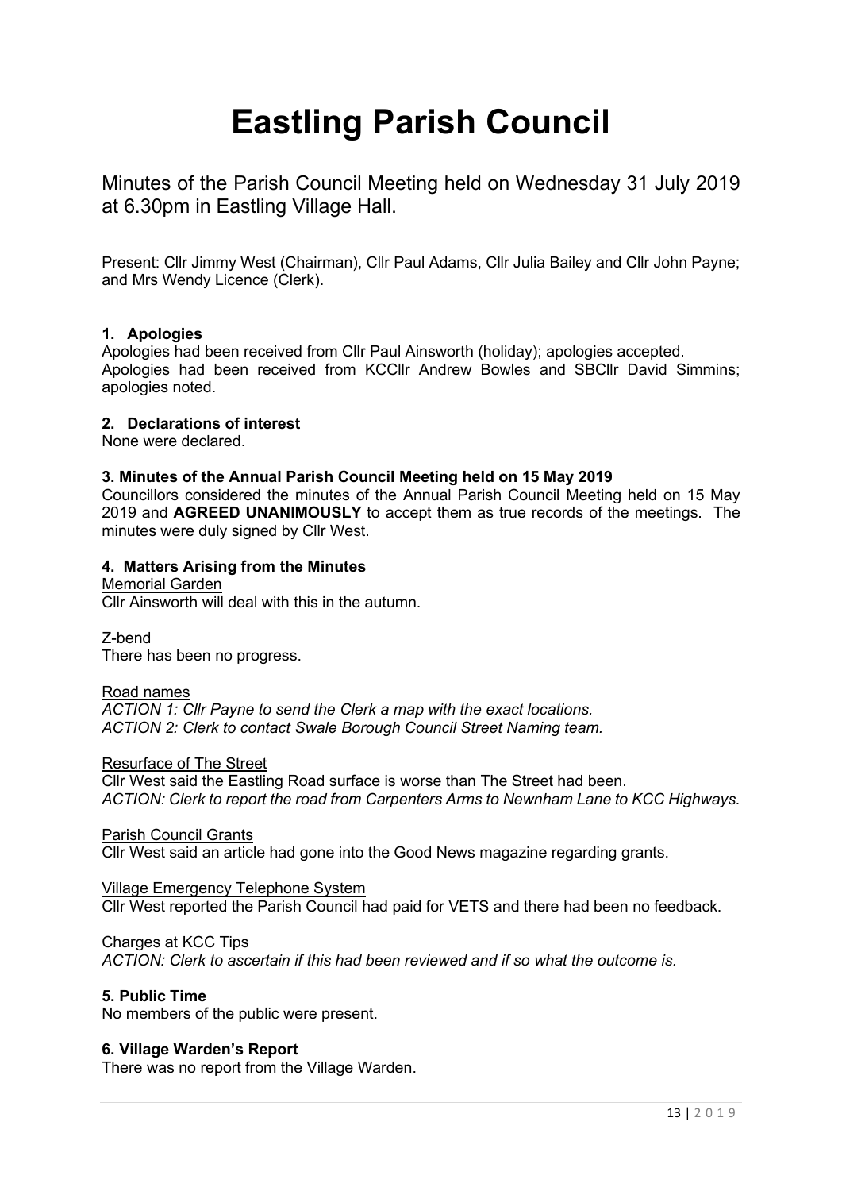# Eastling Parish Council

Minutes of the Parish Council Meeting held on Wednesday 31 July 2019 at 6.30pm in Eastling Village Hall.

Present: Cllr Jimmy West (Chairman), Cllr Paul Adams, Cllr Julia Bailey and Cllr John Payne; and Mrs Wendy Licence (Clerk).

### 1. Apologies

Apologies had been received from Cllr Paul Ainsworth (holiday); apologies accepted.
Apologies had been received from KCCllr Andrew Bowles and SBCllr David Simmins; apologies noted.

### 2. Declarations of interest

None were declared.

### 3. Minutes of the Annual Parish Council Meeting held on 15 May 2019

Councillors considered the minutes of the Annual Parish Council Meeting held on 15 May 2019 and **AGREED UNANIMOUSLY** to accept them as true records of the meetings. The minutes were duly signed by Cllr West.

### 4. Matters Arising from the Minutes

Memorial Garden

Cllr Ainsworth will deal with this in the autumn.

Z-bend

There has been no progress.

Road names

*ACTION 1: Cllr Payne to send the Clerk a map with the exact locations.*
*ACTION 2: Clerk to contact Swale Borough Council Street Naming team.*

Resurface of The Street

Cllr West said the Eastling Road surface is worse than The Street had been.
*ACTION: Clerk to report the road from Carpenters Arms to Newnham Lane to KCC Highways.*

Parish Council Grants

Cllr West said an article had gone into the Good News magazine regarding grants.

Village Emergency Telephone System

Cllr West reported the Parish Council had paid for VETS and there had been no feedback.

Charges at KCC Tips

*ACTION: Clerk to ascertain if this had been reviewed and if so what the outcome is.*

### 5. Public Time

No members of the public were present.

### 6. Village Warden's Report

There was no report from the Village Warden.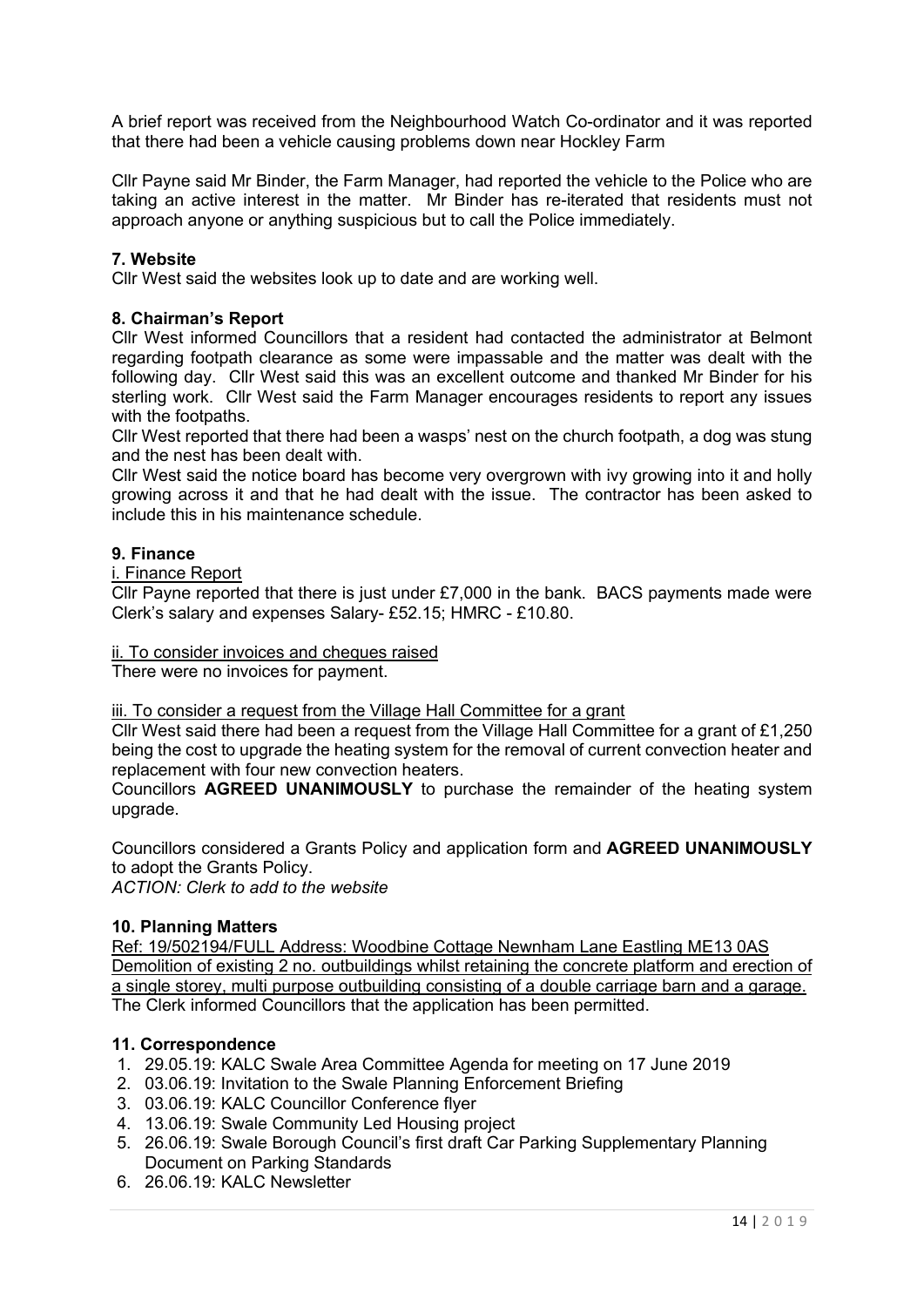A brief report was received from the Neighbourhood Watch Co-ordinator and it was reported that there had been a vehicle causing problems down near Hockley Farm

Cllr Payne said Mr Binder, the Farm Manager, had reported the vehicle to the Police who are taking an active interest in the matter. Mr Binder has re-iterated that residents must not approach anyone or anything suspicious but to call the Police immediately.

**7. Website**

Cllr West said the websites look up to date and are working well.

**8. Chairman's Report**

Cllr West informed Councillors that a resident had contacted the administrator at Belmont regarding footpath clearance as some were impassable and the matter was dealt with the following day. Cllr West said this was an excellent outcome and thanked Mr Binder for his sterling work. Cllr West said the Farm Manager encourages residents to report any issues with the footpaths.

Cllr West reported that there had been a wasps' nest on the church footpath, a dog was stung and the nest has been dealt with.

Cllr West said the notice board has become very overgrown with ivy growing into it and holly growing across it and that he had dealt with the issue. The contractor has been asked to include this in his maintenance schedule.

**9. Finance**

i. Finance Report

Cllr Payne reported that there is just under £7,000 in the bank. BACS payments made were Clerk's salary and expenses Salary- £52.15; HMRC - £10.80.

ii. To consider invoices and cheques raised

There were no invoices for payment.

iii. To consider a request from the Village Hall Committee for a grant

Cllr West said there had been a request from the Village Hall Committee for a grant of £1,250 being the cost to upgrade the heating system for the removal of current convection heater and replacement with four new convection heaters.

Councillors **AGREED UNANIMOUSLY** to purchase the remainder of the heating system upgrade.

Councillors considered a Grants Policy and application form and **AGREED UNANIMOUSLY** to adopt the Grants Policy.

*ACTION: Clerk to add to the website*

**10. Planning Matters**

Ref: 19/502194/FULL Address: Woodbine Cottage Newnham Lane Eastling ME13 0AS Demolition of existing 2 no. outbuildings whilst retaining the concrete platform and erection of a single storey, multi purpose outbuilding consisting of a double carriage barn and a garage.

The Clerk informed Councillors that the application has been permitted.

**11. Correspondence**

1. 29.05.19: KALC Swale Area Committee Agenda for meeting on 17 June 2019
2. 03.06.19: Invitation to the Swale Planning Enforcement Briefing
3. 03.06.19: KALC Councillor Conference flyer
4. 13.06.19: Swale Community Led Housing project
5. 26.06.19: Swale Borough Council's first draft Car Parking Supplementary Planning Document on Parking Standards
6. 26.06.19: KALC Newsletter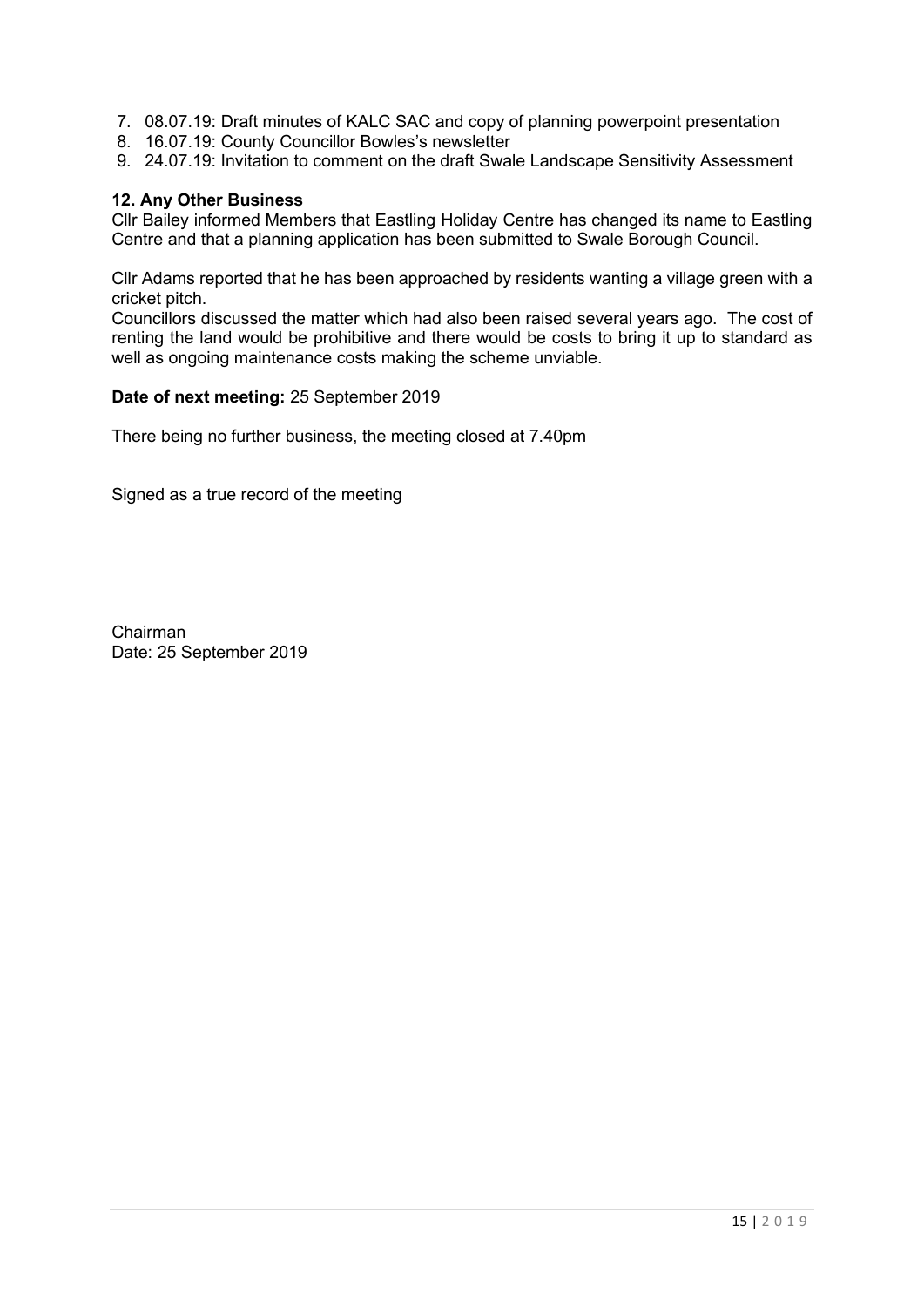7. 08.07.19: Draft minutes of KALC SAC and copy of planning powerpoint presentation
8. 16.07.19: County Councillor Bowles's newsletter
9. 24.07.19: Invitation to comment on the draft Swale Landscape Sensitivity Assessment

**12. Any Other Business**

Cllr Bailey informed Members that Eastling Holiday Centre has changed its name to Eastling Centre and that a planning application has been submitted to Swale Borough Council.

Cllr Adams reported that he has been approached by residents wanting a village green with a cricket pitch.
Councillors discussed the matter which had also been raised several years ago. The cost of renting the land would be prohibitive and there would be costs to bring it up to standard as well as ongoing maintenance costs making the scheme unviable.

**Date of next meeting:** 25 September 2019

There being no further business, the meeting closed at 7.40pm

Signed as a true record of the meeting

Chairman
Date: 25 September 2019